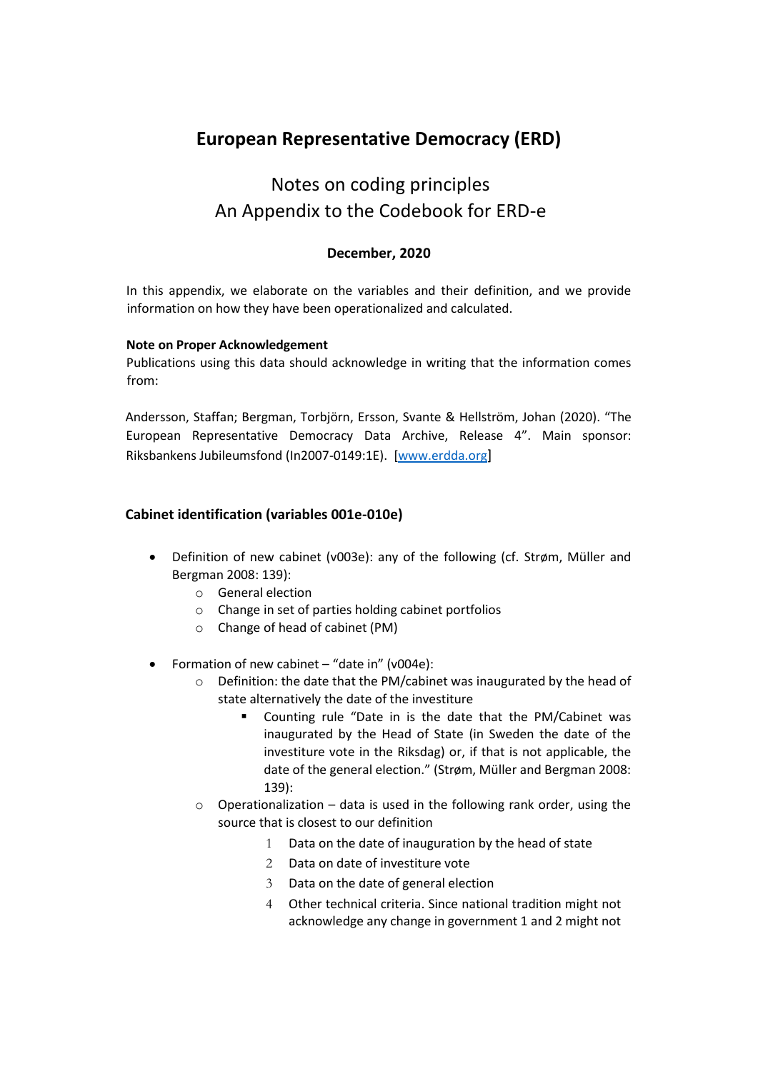# European Representative Democracy (ERD)

## Notes on coding principles
## An Appendix to the Codebook for ERD-e

**December, 2020**

In this appendix, we elaborate on the variables and their definition, and we provide information on how they have been operationalized and calculated.

**Note on Proper Acknowledgement**
Publications using this data should acknowledge in writing that the information comes from:

Andersson, Staffan; Bergman, Torbjörn, Ersson, Svante & Hellström, Johan (2020). "The European Representative Democracy Data Archive, Release 4". Main sponsor: Riksbankens Jubileumsfond (In2007-0149:1E). [www.erdda.org]

### Cabinet identification (variables 001e-010e)

- Definition of new cabinet (v003e): any of the following (cf. Strøm, Müller and Bergman 2008: 139):
  - General election
  - Change in set of parties holding cabinet portfolios
  - Change of head of cabinet (PM)
- Formation of new cabinet – "date in" (v004e):
  - Definition: the date that the PM/cabinet was inaugurated by the head of state alternatively the date of the investiture
    - Counting rule "Date in is the date that the PM/Cabinet was inaugurated by the Head of State (in Sweden the date of the investiture vote in the Riksdag) or, if that is not applicable, the date of the general election." (Strøm, Müller and Bergman 2008: 139):
  - Operationalization – data is used in the following rank order, using the source that is closest to our definition
    1. Data on the date of inauguration by the head of state
    2. Data on date of investiture vote
    3. Data on the date of general election
    4. Other technical criteria. Since national tradition might not acknowledge any change in government 1 and 2 might not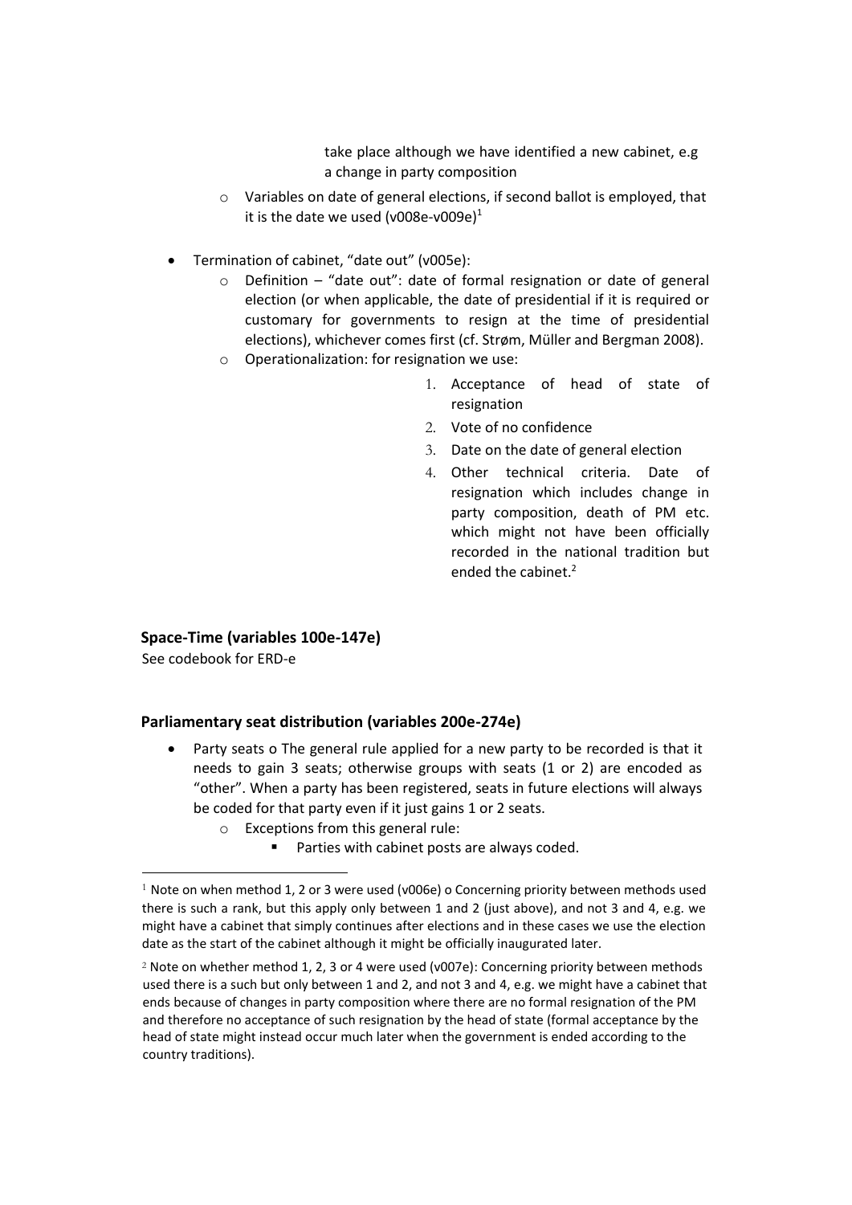take place although we have identified a new cabinet, e.g a change in party composition

- Variables on date of general elections, if second ballot is employed, that it is the date we used (v008e-v009e)[1]

- Termination of cabinet, "date out" (v005e):
  - Definition – "date out": date of formal resignation or date of general election (or when applicable, the date of presidential if it is required or customary for governments to resign at the time of presidential elections), whichever comes first (cf. Strøm, Müller and Bergman 2008).
  - Operationalization: for resignation we use:
    1. Acceptance of head of state of resignation
    2. Vote of no confidence
    3. Date on the date of general election
    4. Other technical criteria. Date of resignation which includes change in party composition, death of PM etc. which might not have been officially recorded in the national tradition but ended the cabinet.[2]

**Space-Time (variables 100e-147e)**

See codebook for ERD-e

**Parliamentary seat distribution (variables 200e-274e)**

- Party seats o The general rule applied for a new party to be recorded is that it needs to gain 3 seats; otherwise groups with seats (1 or 2) are encoded as "other". When a party has been registered, seats in future elections will always be coded for that party even if it just gains 1 or 2 seats.
  - Exceptions from this general rule:
    - Parties with cabinet posts are always coded.

[1] Note on when method 1, 2 or 3 were used (v006e) o Concerning priority between methods used there is such a rank, but this apply only between 1 and 2 (just above), and not 3 and 4, e.g. we might have a cabinet that simply continues after elections and in these cases we use the election date as the start of the cabinet although it might be officially inaugurated later.

[2] Note on whether method 1, 2, 3 or 4 were used (v007e): Concerning priority between methods used there is a such but only between 1 and 2, and not 3 and 4, e.g. we might have a cabinet that ends because of changes in party composition where there are no formal resignation of the PM and therefore no acceptance of such resignation by the head of state (formal acceptance by the head of state might instead occur much later when the government is ended according to the country traditions).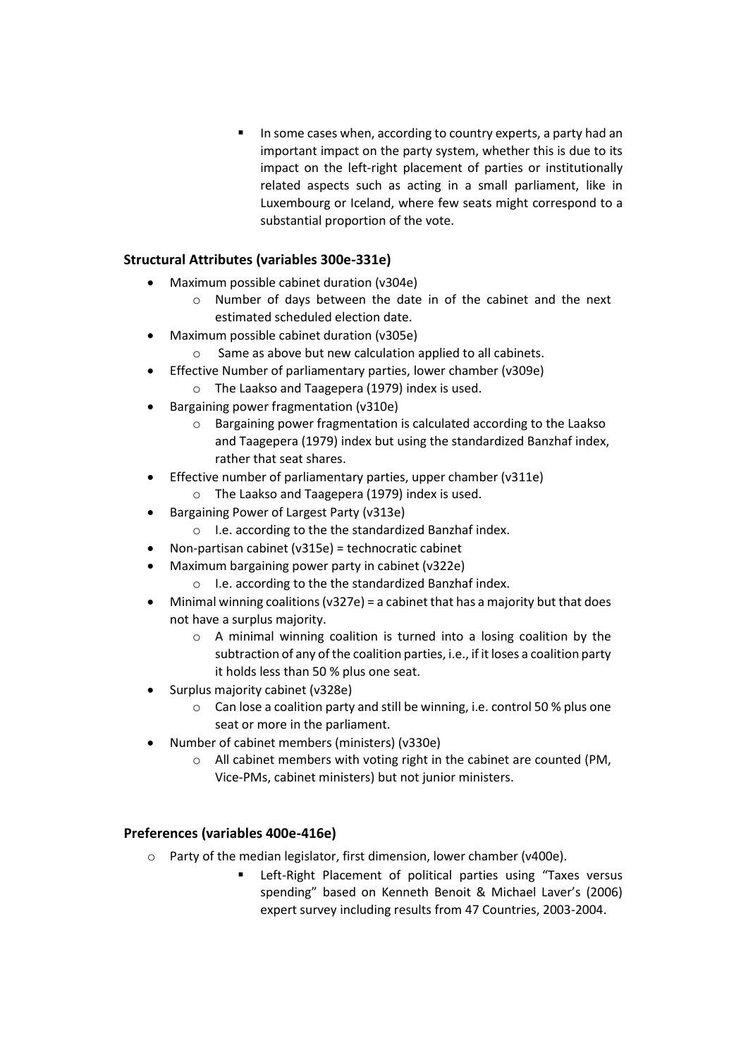- In some cases when, according to country experts, a party had an important impact on the party system, whether this is due to its impact on the left-right placement of parties or institutionally related aspects such as acting in a small parliament, like in Luxembourg or Iceland, where few seats might correspond to a substantial proportion of the vote.

### Structural Attributes (variables 300e-331e)

- Maximum possible cabinet duration (v304e)
  - Number of days between the date in of the cabinet and the next estimated scheduled election date.
- Maximum possible cabinet duration (v305e)
  - Same as above but new calculation applied to all cabinets.
- Effective Number of parliamentary parties, lower chamber (v309e)
  - The Laakso and Taagepera (1979) index is used.
- Bargaining power fragmentation (v310e)
  - Bargaining power fragmentation is calculated according to the Laakso and Taagepera (1979) index but using the standardized Banzhaf index, rather that seat shares.
- Effective number of parliamentary parties, upper chamber (v311e)
  - The Laakso and Taagepera (1979) index is used.
- Bargaining Power of Largest Party (v313e)
  - I.e. according to the the standardized Banzhaf index.
- Non-partisan cabinet (v315e) = technocratic cabinet
- Maximum bargaining power party in cabinet (v322e)
  - I.e. according to the the standardized Banzhaf index.
- Minimal winning coalitions (v327e) = a cabinet that has a majority but that does not have a surplus majority.
  - A minimal winning coalition is turned into a losing coalition by the subtraction of any of the coalition parties, i.e., if it loses a coalition party it holds less than 50 % plus one seat.
- Surplus majority cabinet (v328e)
  - Can lose a coalition party and still be winning, i.e. control 50 % plus one seat or more in the parliament.
- Number of cabinet members (ministers) (v330e)
  - All cabinet members with voting right in the cabinet are counted (PM, Vice-PMs, cabinet ministers) but not junior ministers.

### Preferences (variables 400e-416e)

- Party of the median legislator, first dimension, lower chamber (v400e).
  - Left-Right Placement of political parties using "Taxes versus spending" based on Kenneth Benoit & Michael Laver's (2006) expert survey including results from 47 Countries, 2003-2004.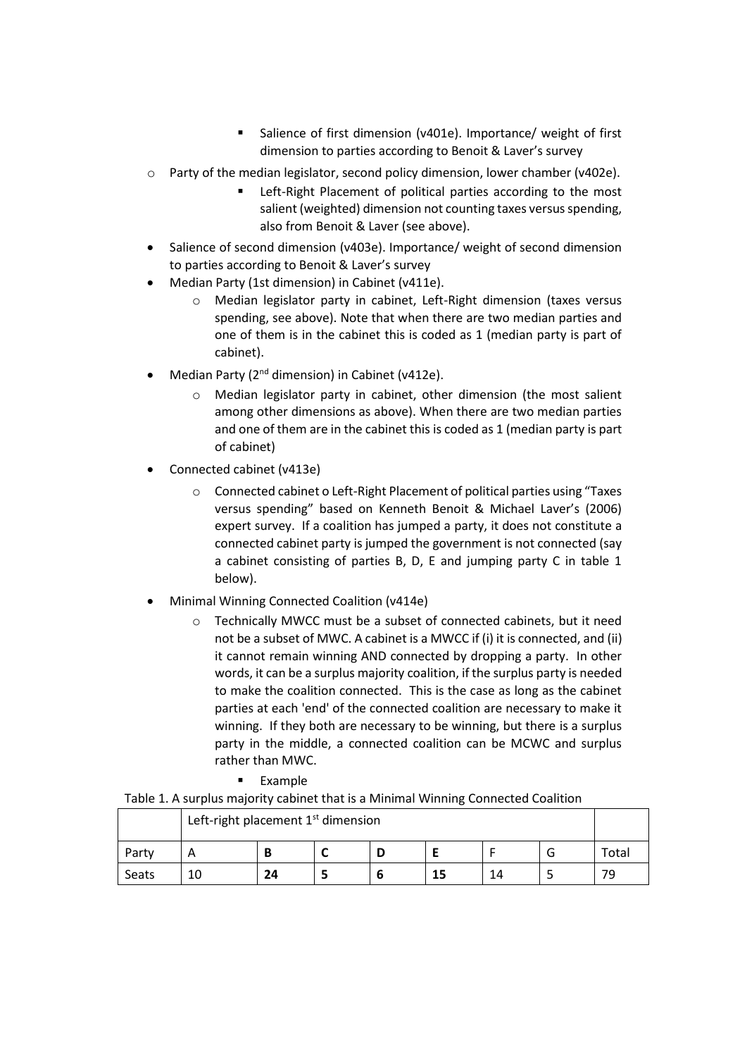- Salience of first dimension (v401e). Importance/ weight of first dimension to parties according to Benoit & Laver's survey
    - Party of the median legislator, second policy dimension, lower chamber (v402e).
        - Left-Right Placement of political parties according to the most salient (weighted) dimension not counting taxes versus spending, also from Benoit & Laver (see above).
- Salience of second dimension (v403e). Importance/ weight of second dimension to parties according to Benoit & Laver's survey
- Median Party (1st dimension) in Cabinet (v411e).
    - Median legislator party in cabinet, Left-Right dimension (taxes versus spending, see above). Note that when there are two median parties and one of them is in the cabinet this is coded as 1 (median party is part of cabinet).
- Median Party (2nd dimension) in Cabinet (v412e).
    - Median legislator party in cabinet, other dimension (the most salient among other dimensions as above). When there are two median parties and one of them are in the cabinet this is coded as 1 (median party is part of cabinet)
- Connected cabinet (v413e)
    - Connected cabinet o Left-Right Placement of political parties using "Taxes versus spending" based on Kenneth Benoit & Michael Laver's (2006) expert survey. If a coalition has jumped a party, it does not constitute a connected cabinet party is jumped the government is not connected (say a cabinet consisting of parties B, D, E and jumping party C in table 1 below).
- Minimal Winning Connected Coalition (v414e)
    - Technically MWCC must be a subset of connected cabinets, but it need not be a subset of MWC. A cabinet is a MWCC if (i) it is connected, and (ii) it cannot remain winning AND connected by dropping a party. In other words, it can be a surplus majority coalition, if the surplus party is needed to make the coalition connected. This is the case as long as the cabinet parties at each 'end' of the connected coalition are necessary to make it winning. If they both are necessary to be winning, but there is a surplus party in the middle, a connected coalition can be MCWC and surplus rather than MWC.
        - Example

Table 1. A surplus majority cabinet that is a Minimal Winning Connected Coalition

| | Left-right placement 1st dimension | | | | | | | |
|---|---|---|---|---|---|---|---|---|
| Party | A | **B** | **C** | **D** | **E** | F | G | Total |
| Seats | 10 | **24** | **5** | **6** | **15** | 14 | 5 | 79 |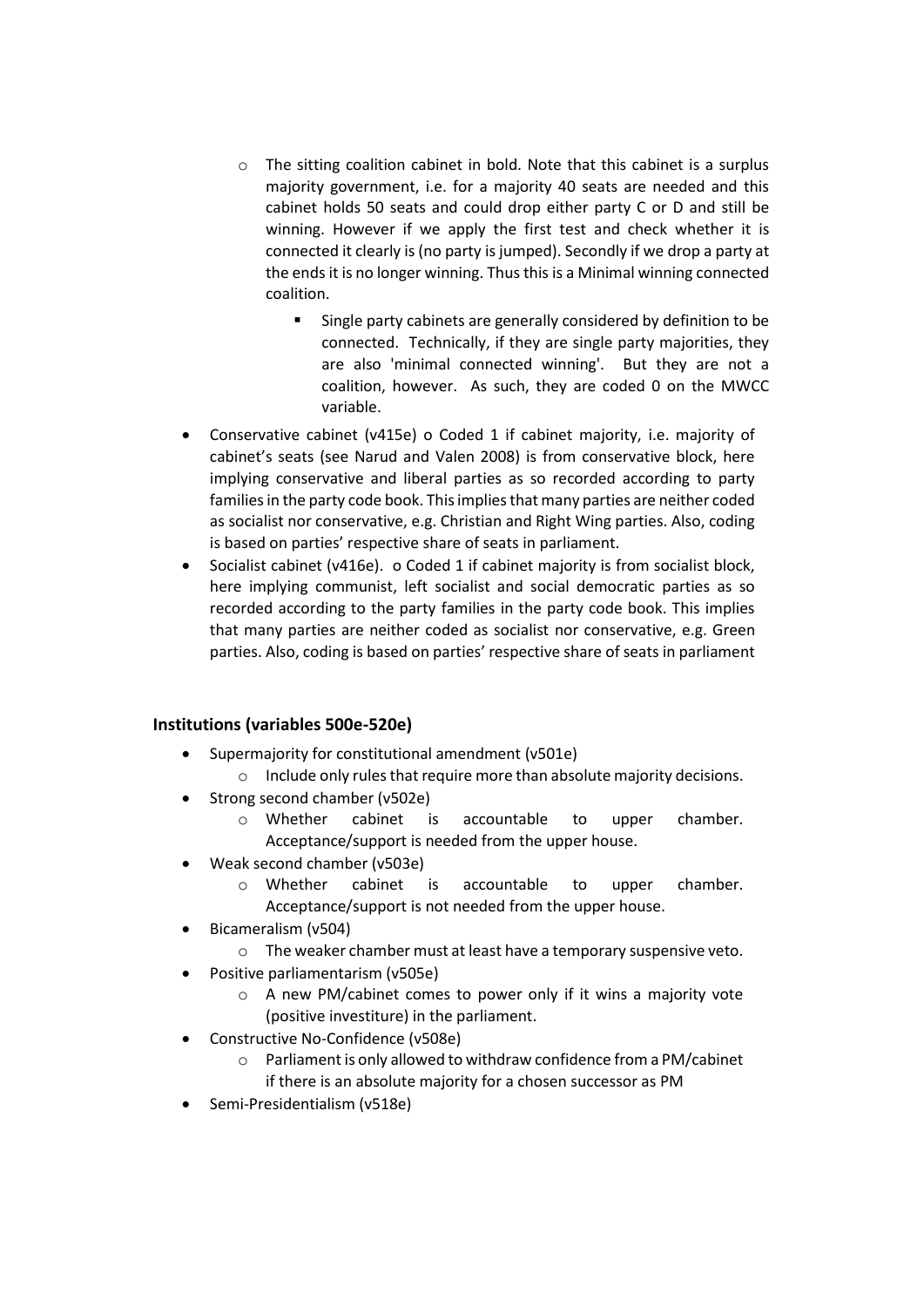- The sitting coalition cabinet in bold. Note that this cabinet is a surplus majority government, i.e. for a majority 40 seats are needed and this cabinet holds 50 seats and could drop either party C or D and still be winning. However if we apply the first test and check whether it is connected it clearly is (no party is jumped). Secondly if we drop a party at the ends it is no longer winning. Thus this is a Minimal winning connected coalition.
    - Single party cabinets are generally considered by definition to be connected. Technically, if they are single party majorities, they are also 'minimal connected winning'. But they are not a coalition, however. As such, they are coded 0 on the MWCC variable.
- Conservative cabinet (v415e) o Coded 1 if cabinet majority, i.e. majority of cabinet's seats (see Narud and Valen 2008) is from conservative block, here implying conservative and liberal parties as so recorded according to party families in the party code book. This implies that many parties are neither coded as socialist nor conservative, e.g. Christian and Right Wing parties. Also, coding is based on parties' respective share of seats in parliament.
- Socialist cabinet (v416e). o Coded 1 if cabinet majority is from socialist block, here implying communist, left socialist and social democratic parties as so recorded according to the party families in the party code book. This implies that many parties are neither coded as socialist nor conservative, e.g. Green parties. Also, coding is based on parties' respective share of seats in parliament

### Institutions (variables 500e-520e)

- Supermajority for constitutional amendment (v501e)
  - Include only rules that require more than absolute majority decisions.
- Strong second chamber (v502e)
  - Whether cabinet is accountable to upper chamber. Acceptance/support is needed from the upper house.
- Weak second chamber (v503e)
  - Whether cabinet is accountable to upper chamber. Acceptance/support is not needed from the upper house.
- Bicameralism (v504)
  - The weaker chamber must at least have a temporary suspensive veto.
- Positive parliamentarism (v505e)
  - A new PM/cabinet comes to power only if it wins a majority vote (positive investiture) in the parliament.
- Constructive No-Confidence (v508e)
  - Parliament is only allowed to withdraw confidence from a PM/cabinet if there is an absolute majority for a chosen successor as PM
- Semi-Presidentialism (v518e)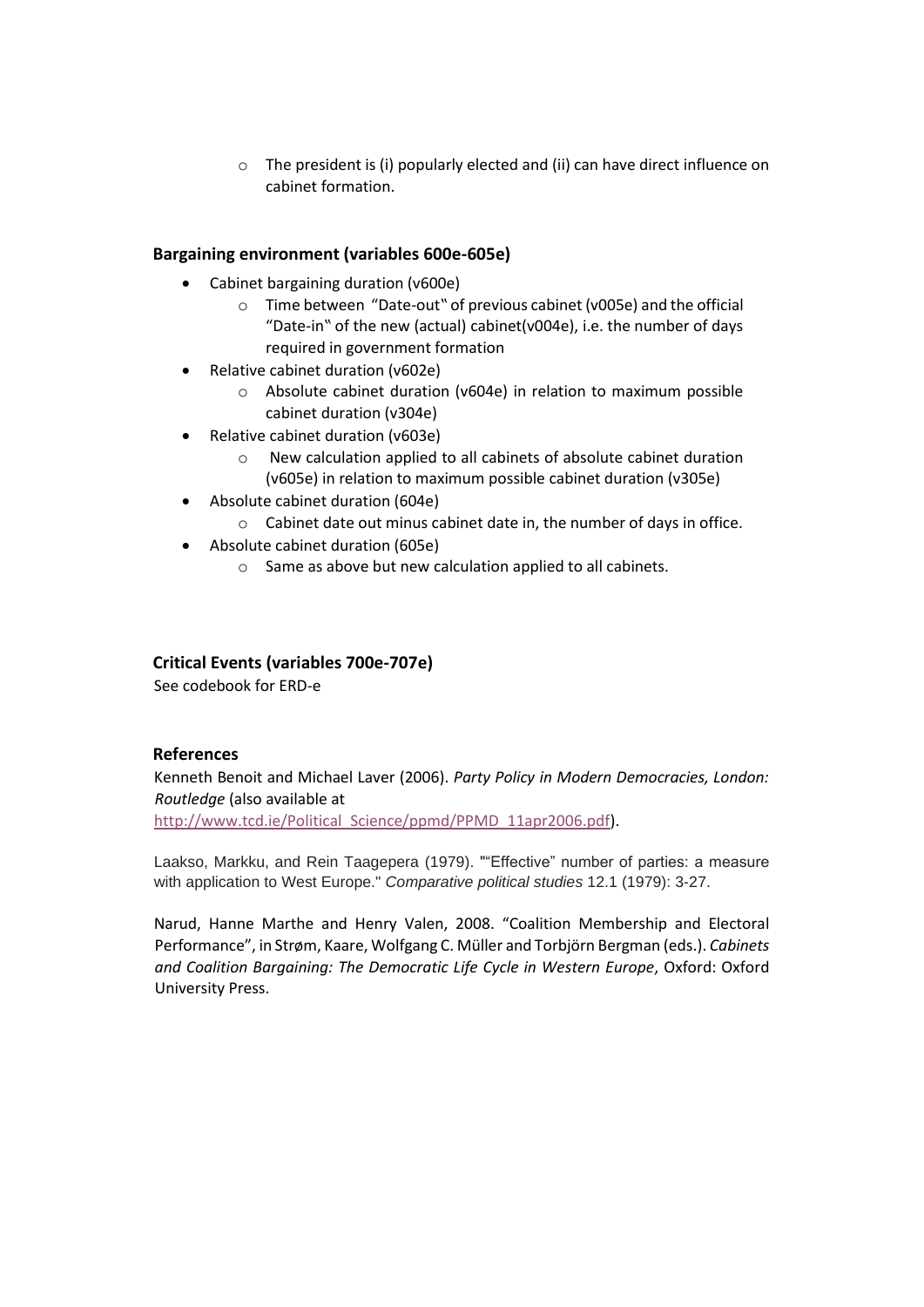- The president is (i) popularly elected and (ii) can have direct influence on cabinet formation.

### Bargaining environment (variables 600e-605e)

- Cabinet bargaining duration (v600e)
  - Time between "Date-out" of previous cabinet (v005e) and the official "Date-in" of the new (actual) cabinet(v004e), i.e. the number of days required in government formation
- Relative cabinet duration (v602e)
  - Absolute cabinet duration (v604e) in relation to maximum possible cabinet duration (v304e)
- Relative cabinet duration (v603e)
  - New calculation applied to all cabinets of absolute cabinet duration (v605e) in relation to maximum possible cabinet duration (v305e)
- Absolute cabinet duration (604e)
  - Cabinet date out minus cabinet date in, the number of days in office.
- Absolute cabinet duration (605e)
  - Same as above but new calculation applied to all cabinets.

### Critical Events (variables 700e-707e)

See codebook for ERD-e

### References

Kenneth Benoit and Michael Laver (2006). *Party Policy in Modern Democracies, London: Routledge* (also available at http://www.tcd.ie/Political_Science/ppmd/PPMD_11apr2006.pdf).

Laakso, Markku, and Rein Taagepera (1979). ""Effective" number of parties: a measure with application to West Europe." *Comparative political studies* 12.1 (1979): 3-27.

Narud, Hanne Marthe and Henry Valen, 2008. "Coalition Membership and Electoral Performance", in Strøm, Kaare, Wolfgang C. Müller and Torbjörn Bergman (eds.). *Cabinets and Coalition Bargaining: The Democratic Life Cycle in Western Europe*, Oxford: Oxford University Press.